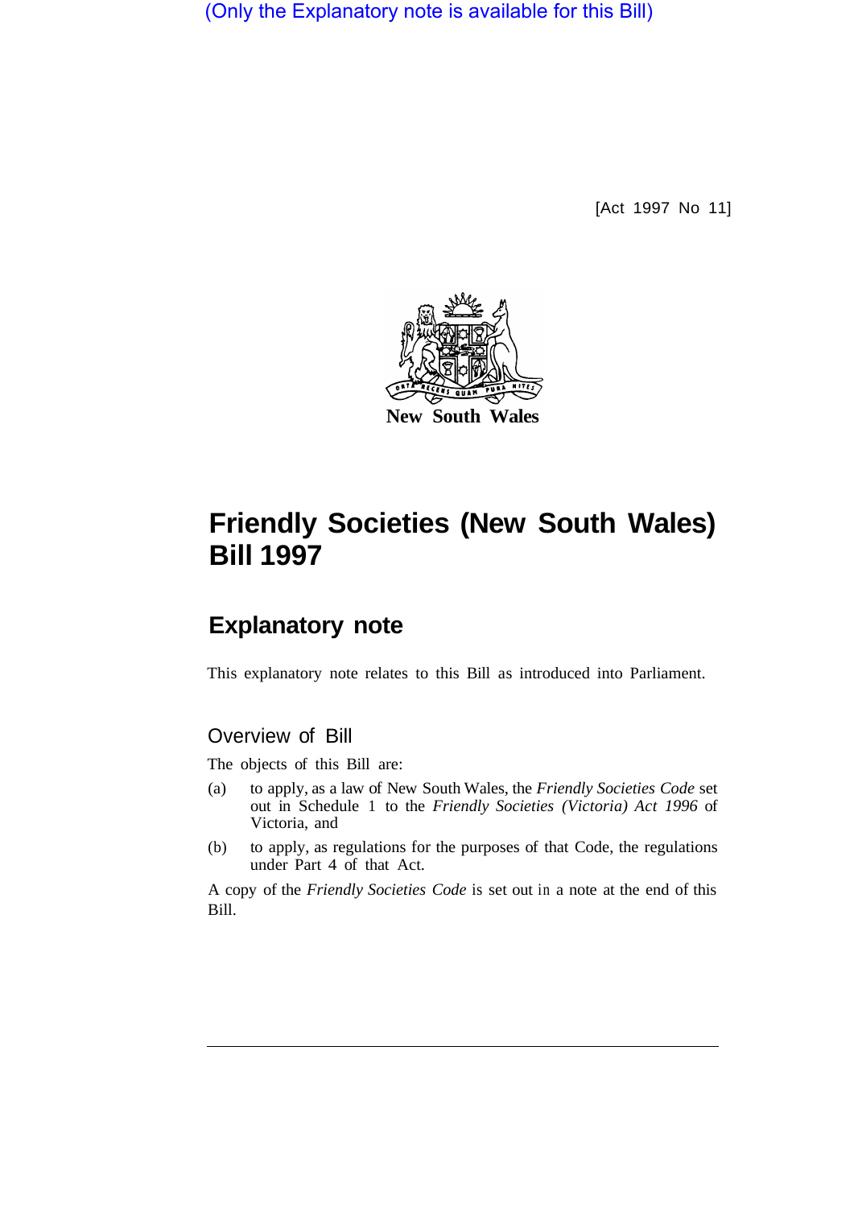(Only the Explanatory note is available for this Bill)

[Act 1997 No 11]

New South Wales

# Friendly Societies (New South Wales) Bill 1997

## Explanatory note

This explanatory note relates to this Bill as introduced into Parliament.

### Overview of Bill

The objects of this Bill are:

(a) to apply, as a law of New South Wales, the *Friendly Societies Code* set out in Schedule 1 to the *Friendly Societies (Victoria) Act 1996* of Victoria, and

(b) to apply, as regulations for the purposes of that Code, the regulations under Part 4 of that Act.

A copy of the *Friendly Societies Code* is set out in a note at the end of this Bill.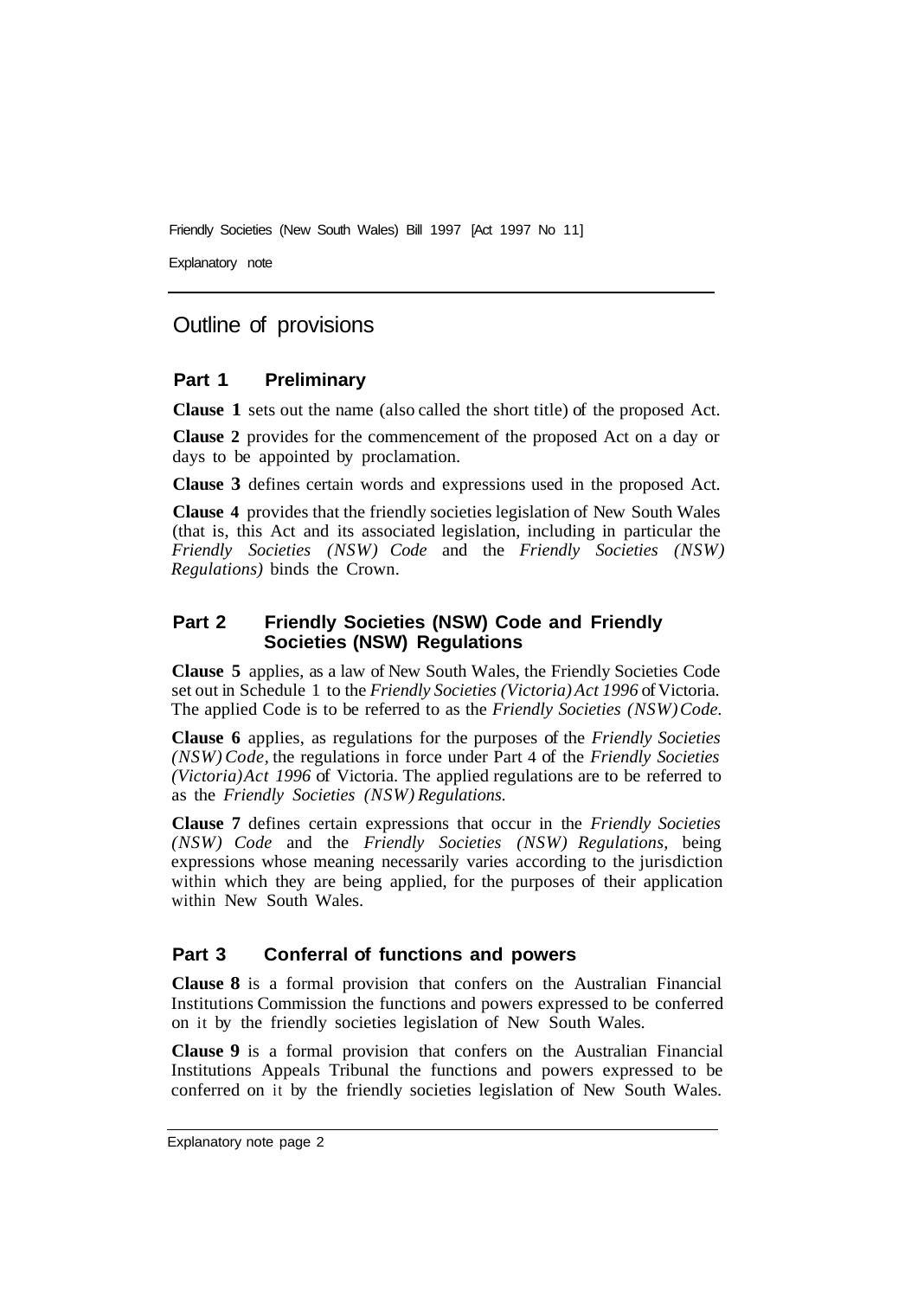## Outline of provisions

### Part 1 Preliminary

**Clause 1** sets out the name (also called the short title) of the proposed Act.

**Clause 2** provides for the commencement of the proposed Act on a day or days to be appointed by proclamation.

**Clause 3** defines certain words and expressions used in the proposed Act.

**Clause 4** provides that the friendly societies legislation of New South Wales (that is, this Act and its associated legislation, including in particular the *Friendly Societies (NSW) Code* and the *Friendly Societies (NSW) Regulations)* binds the Crown.

### Part 2 Friendly Societies (NSW) Code and Friendly Societies (NSW) Regulations

**Clause 5** applies, as a law of New South Wales, the Friendly Societies Code set out in Schedule 1 to the *Friendly Societies (Victoria) Act 1996* of Victoria. The applied Code is to be referred to as the *Friendly Societies (NSW) Code.*

**Clause 6** applies, as regulations for the purposes of the *Friendly Societies (NSW) Code*, the regulations in force under Part 4 of the *Friendly Societies (Victoria) Act 1996* of Victoria. The applied regulations are to be referred to as the *Friendly Societies (NSW) Regulations.*

**Clause 7** defines certain expressions that occur in the *Friendly Societies (NSW) Code* and the *Friendly Societies (NSW) Regulations,* being expressions whose meaning necessarily varies according to the jurisdiction within which they are being applied, for the purposes of their application within New South Wales.

### Part 3 Conferral of functions and powers

**Clause 8** is a formal provision that confers on the Australian Financial Institutions Commission the functions and powers expressed to be conferred on it by the friendly societies legislation of New South Wales.

**Clause 9** is a formal provision that confers on the Australian Financial Institutions Appeals Tribunal the functions and powers expressed to be conferred on it by the friendly societies legislation of New South Wales.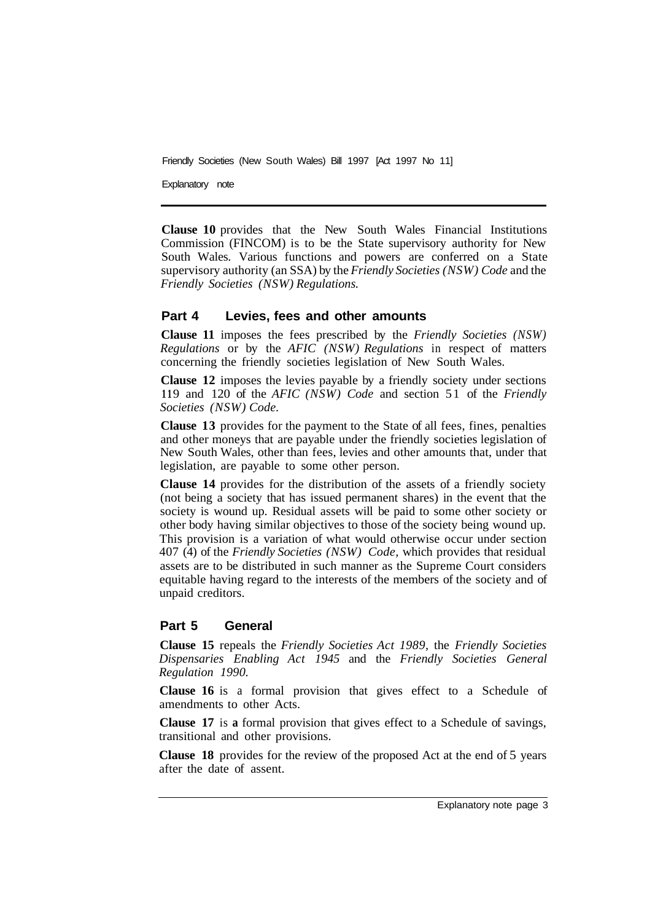**Clause 10** provides that the New South Wales Financial Institutions Commission (FINCOM) is to be the State supervisory authority for New South Wales. Various functions and powers are conferred on a State supervisory authority (an SSA) by the *Friendly Societies (NSW) Code* and the *Friendly Societies (NSW) Regulations.*

## Part 4 Levies, fees and other amounts

**Clause 11** imposes the fees prescribed by the *Friendly Societies (NSW) Regulations* or by the *AFIC (NSW) Regulations* in respect of matters concerning the friendly societies legislation of New South Wales.

**Clause 12** imposes the levies payable by a friendly society under sections 119 and 120 of the *AFIC (NSW) Code* and section 51 of the *Friendly Societies (NSW) Code.*

**Clause 13** provides for the payment to the State of all fees, fines, penalties and other moneys that are payable under the friendly societies legislation of New South Wales, other than fees, levies and other amounts that, under that legislation, are payable to some other person.

**Clause 14** provides for the distribution of the assets of a friendly society (not being a society that has issued permanent shares) in the event that the society is wound up. Residual assets will be paid to some other society or other body having similar objectives to those of the society being wound up. This provision is a variation of what would otherwise occur under section 407 (4) of the *Friendly Societies (NSW) Code,* which provides that residual assets are to be distributed in such manner as the Supreme Court considers equitable having regard to the interests of the members of the society and of unpaid creditors.

## Part 5 General

**Clause 15** repeals the *Friendly Societies Act 1989,* the *Friendly Societies Dispensaries Enabling Act 1945* and the *Friendly Societies General Regulation 1990.*

**Clause 16** is a formal provision that gives effect to a Schedule of amendments to other Acts.

**Clause 17** is **a** formal provision that gives effect to a Schedule of savings, transitional and other provisions.

**Clause 18** provides for the review of the proposed Act at the end of 5 years after the date of assent.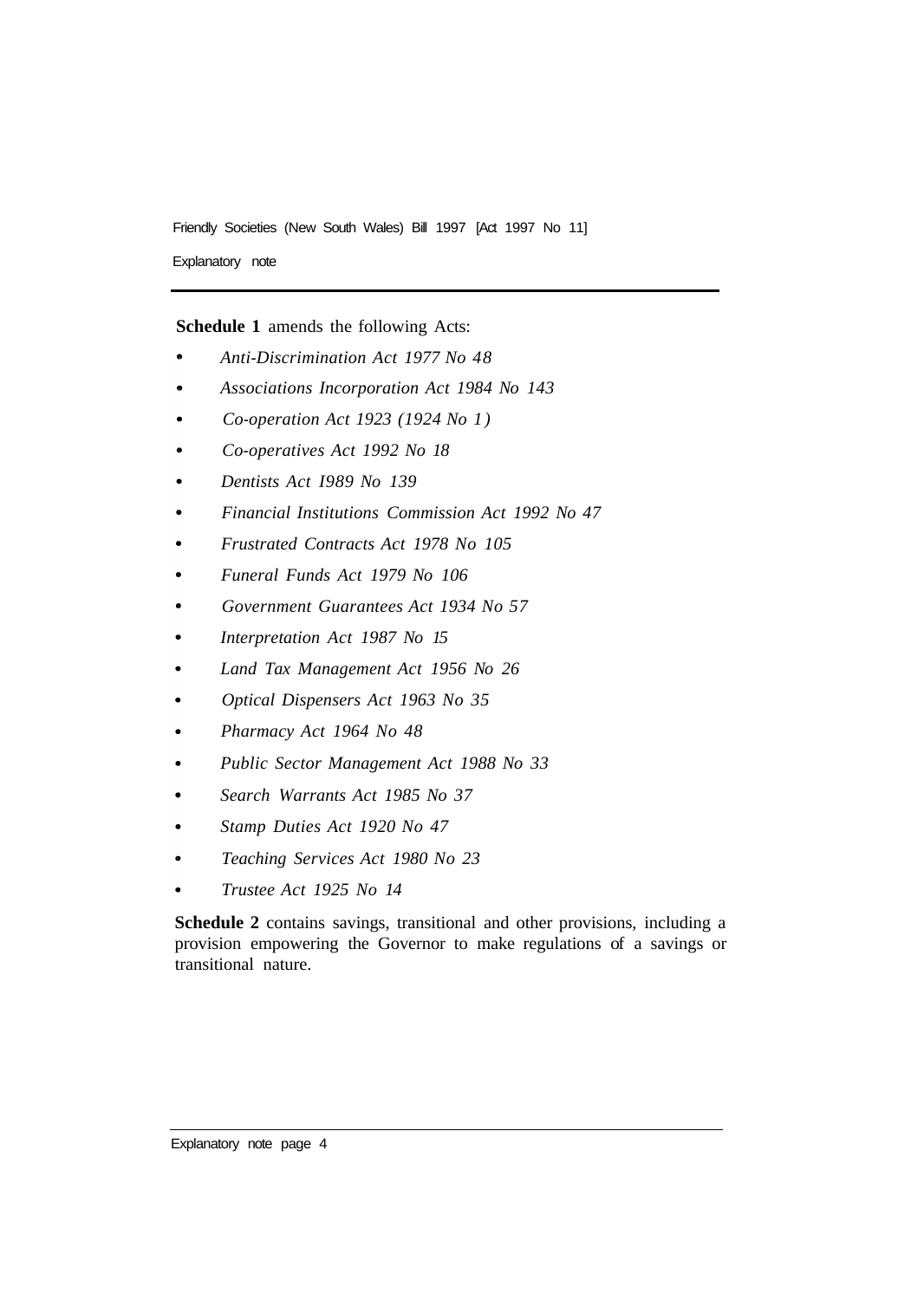**Schedule 1** amends the following Acts:

- *Anti-Discrimination Act 1977 No 48*
- *Associations Incorporation Act 1984 No 143*
- *Co-operation Act 1923 (1924 No 1)*
- *Co-operatives Act 1992 No 18*
- *Dentists Act I989 No 139*
- *Financial Institutions Commission Act 1992 No 47*
- *Frustrated Contracts Act 1978 No 105*
- *Funeral Funds Act 1979 No 106*
- *Government Guarantees Act 1934 No 57*
- *Interpretation Act 1987 No 15*
- *Land Tax Management Act 1956 No 26*
- *Optical Dispensers Act 1963 No 35*
- *Pharmacy Act 1964 No 48*
- *Public Sector Management Act 1988 No 33*
- *Search Warrants Act 1985 No 37*
- *Stamp Duties Act 1920 No 47*
- *Teaching Services Act 1980 No 23*
- *Trustee Act 1925 No 14*

**Schedule 2** contains savings, transitional and other provisions, including a provision empowering the Governor to make regulations of a savings or transitional nature.